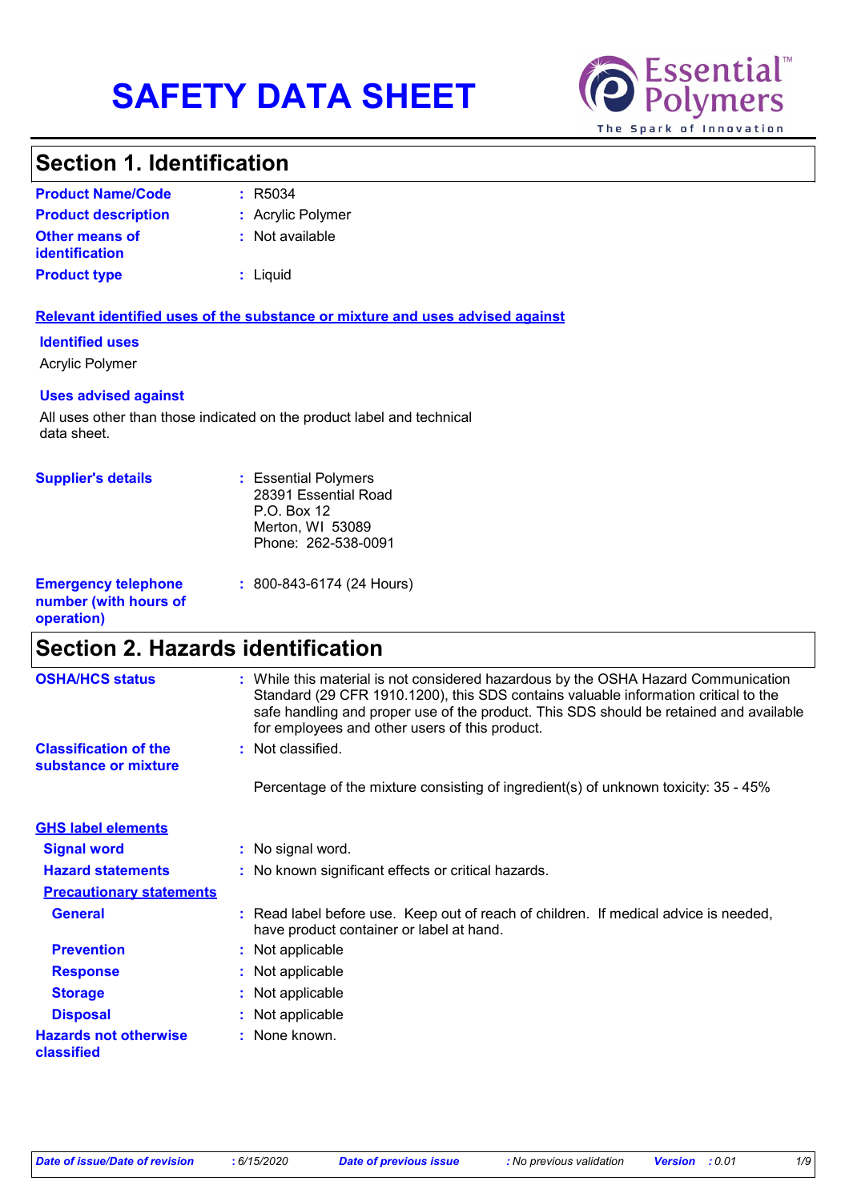# SAFETY DATA SHEET

Essential Polymers™
The Spark of Innovation

## Section 1. Identification

**Product Name/Code** : R5034

**Product description** : Acrylic Polymer

**Other means of identification** : Not available

**Product type** : Liquid

**Relevant identified uses of the substance or mixture and uses advised against**

**Identified uses**

Acrylic Polymer

**Uses advised against**

All uses other than those indicated on the product label and technical data sheet.

**Supplier's details** : Essential Polymers
28391 Essential Road
P.O. Box 12
Merton, WI 53089
Phone: 262-538-0091

**Emergency telephone number (with hours of operation)** : 800-843-6174 (24 Hours)

## Section 2. Hazards identification

**OSHA/HCS status** : While this material is not considered hazardous by the OSHA Hazard Communication Standard (29 CFR 1910.1200), this SDS contains valuable information critical to the safe handling and proper use of the product. This SDS should be retained and available for employees and other users of this product.

**Classification of the substance or mixture** : Not classified.

Percentage of the mixture consisting of ingredient(s) of unknown toxicity: 35 - 45%

**GHS label elements**

**Signal word** : No signal word.

**Hazard statements** : No known significant effects or critical hazards.

**Precautionary statements**

**General** : Read label before use. Keep out of reach of children. If medical advice is needed, have product container or label at hand.

**Prevention** : Not applicable

**Response** : Not applicable

**Storage** : Not applicable

**Disposal** : Not applicable

**Hazards not otherwise classified** : None known.

*Date of issue/Date of revision : 6/15/2020 Date of previous issue : No previous validation Version : 0.01*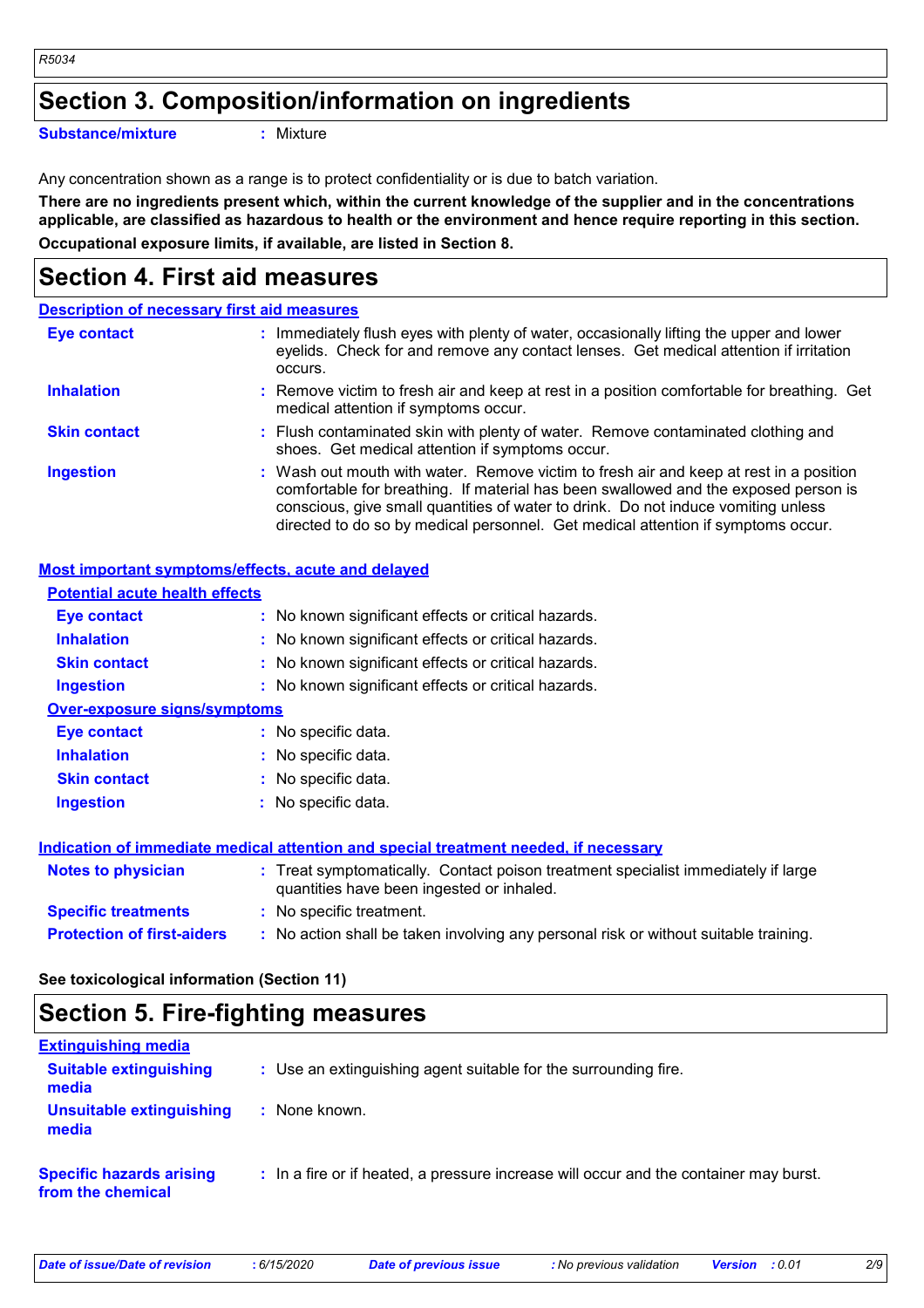## Section 3. Composition/information on ingredients

**Substance/mixture** : Mixture

Any concentration shown as a range is to protect confidentiality or is due to batch variation.

**There are no ingredients present which, within the current knowledge of the supplier and in the concentrations applicable, are classified as hazardous to health or the environment and hence require reporting in this section.**

**Occupational exposure limits, if available, are listed in Section 8.**

## Section 4. First aid measures

### Description of necessary first aid measures

**Eye contact** : Immediately flush eyes with plenty of water, occasionally lifting the upper and lower eyelids. Check for and remove any contact lenses. Get medical attention if irritation occurs.

**Inhalation** : Remove victim to fresh air and keep at rest in a position comfortable for breathing. Get medical attention if symptoms occur.

**Skin contact** : Flush contaminated skin with plenty of water. Remove contaminated clothing and shoes. Get medical attention if symptoms occur.

**Ingestion** : Wash out mouth with water. Remove victim to fresh air and keep at rest in a position comfortable for breathing. If material has been swallowed and the exposed person is conscious, give small quantities of water to drink. Do not induce vomiting unless directed to do so by medical personnel. Get medical attention if symptoms occur.

### Most important symptoms/effects, acute and delayed

**Potential acute health effects**

**Eye contact** : No known significant effects or critical hazards.

**Inhalation** : No known significant effects or critical hazards.

**Skin contact** : No known significant effects or critical hazards.

**Ingestion** : No known significant effects or critical hazards.

**Over-exposure signs/symptoms**

**Eye contact** : No specific data.

**Inhalation** : No specific data.

**Skin contact** : No specific data.

**Ingestion** : No specific data.

### Indication of immediate medical attention and special treatment needed, if necessary

**Notes to physician** : Treat symptomatically. Contact poison treatment specialist immediately if large quantities have been ingested or inhaled.

**Specific treatments** : No specific treatment.

**Protection of first-aiders** : No action shall be taken involving any personal risk or without suitable training.

**See toxicological information (Section 11)**

## Section 5. Fire-fighting measures

### Extinguishing media

**Suitable extinguishing media** : Use an extinguishing agent suitable for the surrounding fire.

**Unsuitable extinguishing media** : None known.

**Specific hazards arising from the chemical** : In a fire or if heated, a pressure increase will occur and the container may burst.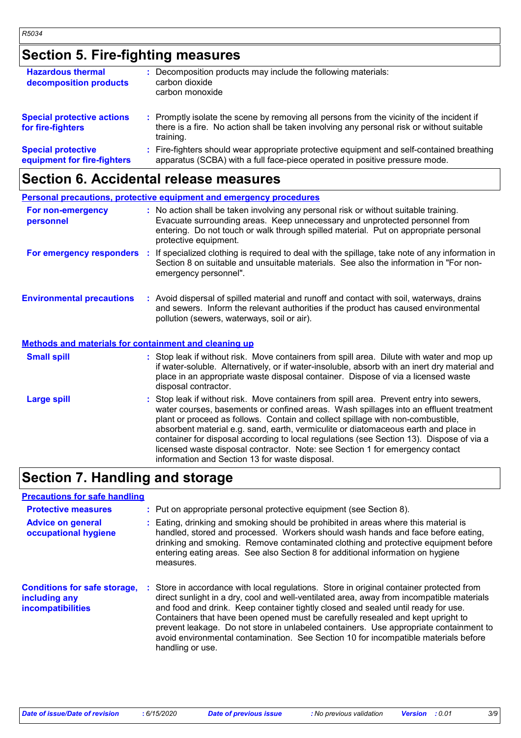## Section 5. Fire-fighting measures

**Hazardous thermal decomposition products** : Decomposition products may include the following materials:
carbon dioxide
carbon monoxide

**Special protective actions for fire-fighters** : Promptly isolate the scene by removing all persons from the vicinity of the incident if there is a fire. No action shall be taken involving any personal risk or without suitable training.

**Special protective equipment for fire-fighters** : Fire-fighters should wear appropriate protective equipment and self-contained breathing apparatus (SCBA) with a full face-piece operated in positive pressure mode.

## Section 6. Accidental release measures

### Personal precautions, protective equipment and emergency procedures

**For non-emergency personnel** : No action shall be taken involving any personal risk or without suitable training. Evacuate surrounding areas. Keep unnecessary and unprotected personnel from entering. Do not touch or walk through spilled material. Put on appropriate personal protective equipment.

**For emergency responders** : If specialized clothing is required to deal with the spillage, take note of any information in Section 8 on suitable and unsuitable materials. See also the information in "For non-emergency personnel".

**Environmental precautions** : Avoid dispersal of spilled material and runoff and contact with soil, waterways, drains and sewers. Inform the relevant authorities if the product has caused environmental pollution (sewers, waterways, soil or air).

### Methods and materials for containment and cleaning up

**Small spill** : Stop leak if without risk. Move containers from spill area. Dilute with water and mop up if water-soluble. Alternatively, or if water-insoluble, absorb with an inert dry material and place in an appropriate waste disposal container. Dispose of via a licensed waste disposal contractor.

**Large spill** : Stop leak if without risk. Move containers from spill area. Prevent entry into sewers, water courses, basements or confined areas. Wash spillages into an effluent treatment plant or proceed as follows. Contain and collect spillage with non-combustible, absorbent material e.g. sand, earth, vermiculite or diatomaceous earth and place in container for disposal according to local regulations (see Section 13). Dispose of via a licensed waste disposal contractor. Note: see Section 1 for emergency contact information and Section 13 for waste disposal.

## Section 7. Handling and storage

### Precautions for safe handling

**Protective measures** : Put on appropriate personal protective equipment (see Section 8).

**Advice on general occupational hygiene** : Eating, drinking and smoking should be prohibited in areas where this material is handled, stored and processed. Workers should wash hands and face before eating, drinking and smoking. Remove contaminated clothing and protective equipment before entering eating areas. See also Section 8 for additional information on hygiene measures.

**Conditions for safe storage, including any incompatibilities** : Store in accordance with local regulations. Store in original container protected from direct sunlight in a dry, cool and well-ventilated area, away from incompatible materials and food and drink. Keep container tightly closed and sealed until ready for use. Containers that have been opened must be carefully resealed and kept upright to prevent leakage. Do not store in unlabeled containers. Use appropriate containment to avoid environmental contamination. See Section 10 for incompatible materials before handling or use.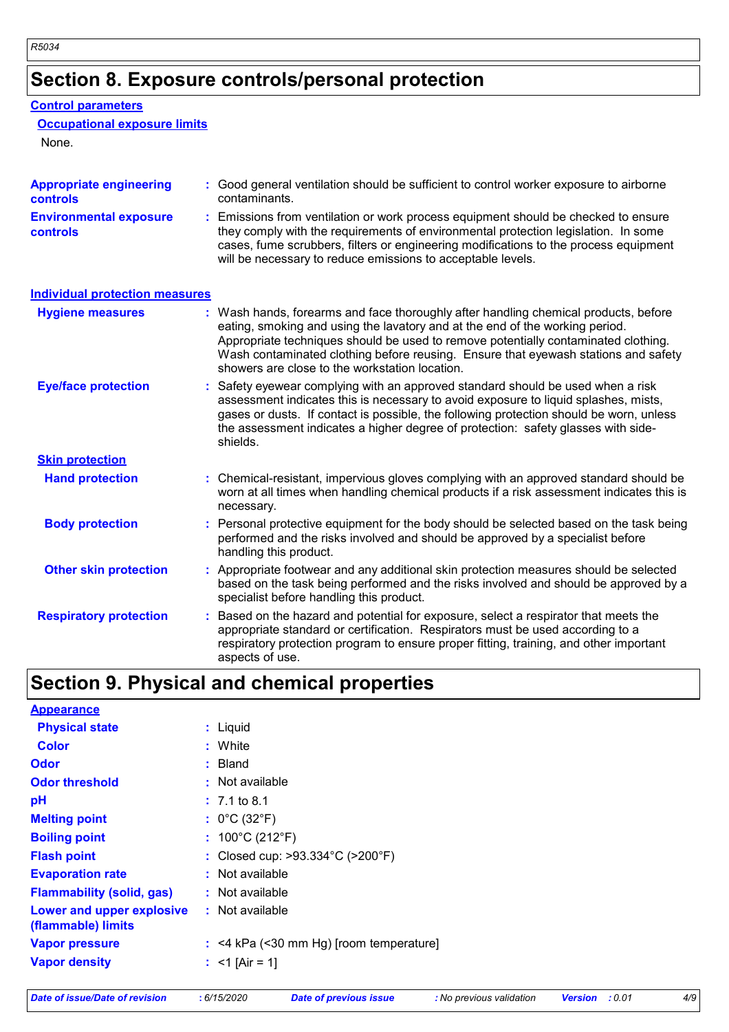## Section 8. Exposure controls/personal protection

### Control parameters

#### Occupational exposure limits

None.

| | |
|---|---|
| **Appropriate engineering controls** | : Good general ventilation should be sufficient to control worker exposure to airborne contaminants. |
| **Environmental exposure controls** | : Emissions from ventilation or work process equipment should be checked to ensure they comply with the requirements of environmental protection legislation. In some cases, fume scrubbers, filters or engineering modifications to the process equipment will be necessary to reduce emissions to acceptable levels. |

### Individual protection measures

| | |
|---|---|
| **Hygiene measures** | : Wash hands, forearms and face thoroughly after handling chemical products, before eating, smoking and using the lavatory and at the end of the working period. Appropriate techniques should be used to remove potentially contaminated clothing. Wash contaminated clothing before reusing. Ensure that eyewash stations and safety showers are close to the workstation location. |
| **Eye/face protection** | : Safety eyewear complying with an approved standard should be used when a risk assessment indicates this is necessary to avoid exposure to liquid splashes, mists, gases or dusts. If contact is possible, the following protection should be worn, unless the assessment indicates a higher degree of protection: safety glasses with side-shields. |

#### Skin protection

| | |
|---|---|
| **Hand protection** | : Chemical-resistant, impervious gloves complying with an approved standard should be worn at all times when handling chemical products if a risk assessment indicates this is necessary. |
| **Body protection** | : Personal protective equipment for the body should be selected based on the task being performed and the risks involved and should be approved by a specialist before handling this product. |
| **Other skin protection** | : Appropriate footwear and any additional skin protection measures should be selected based on the task being performed and the risks involved and should be approved by a specialist before handling this product. |
| **Respiratory protection** | : Based on the hazard and potential for exposure, select a respirator that meets the appropriate standard or certification. Respirators must be used according to a respiratory protection program to ensure proper fitting, training, and other important aspects of use. |

## Section 9. Physical and chemical properties

### Appearance

| | |
|---|---|
| **Physical state** | : Liquid |
| **Color** | : White |
| **Odor** | : Bland |
| **Odor threshold** | : Not available |
| **pH** | : 7.1 to 8.1 |
| **Melting point** | : 0°C (32°F) |
| **Boiling point** | : 100°C (212°F) |
| **Flash point** | : Closed cup: >93.334°C (>200°F) |
| **Evaporation rate** | : Not available |
| **Flammability (solid, gas)** | : Not available |
| **Lower and upper explosive (flammable) limits** | : Not available |
| **Vapor pressure** | : <4 kPa (<30 mm Hg) [room temperature] |
| **Vapor density** | : <1 [Air = 1] |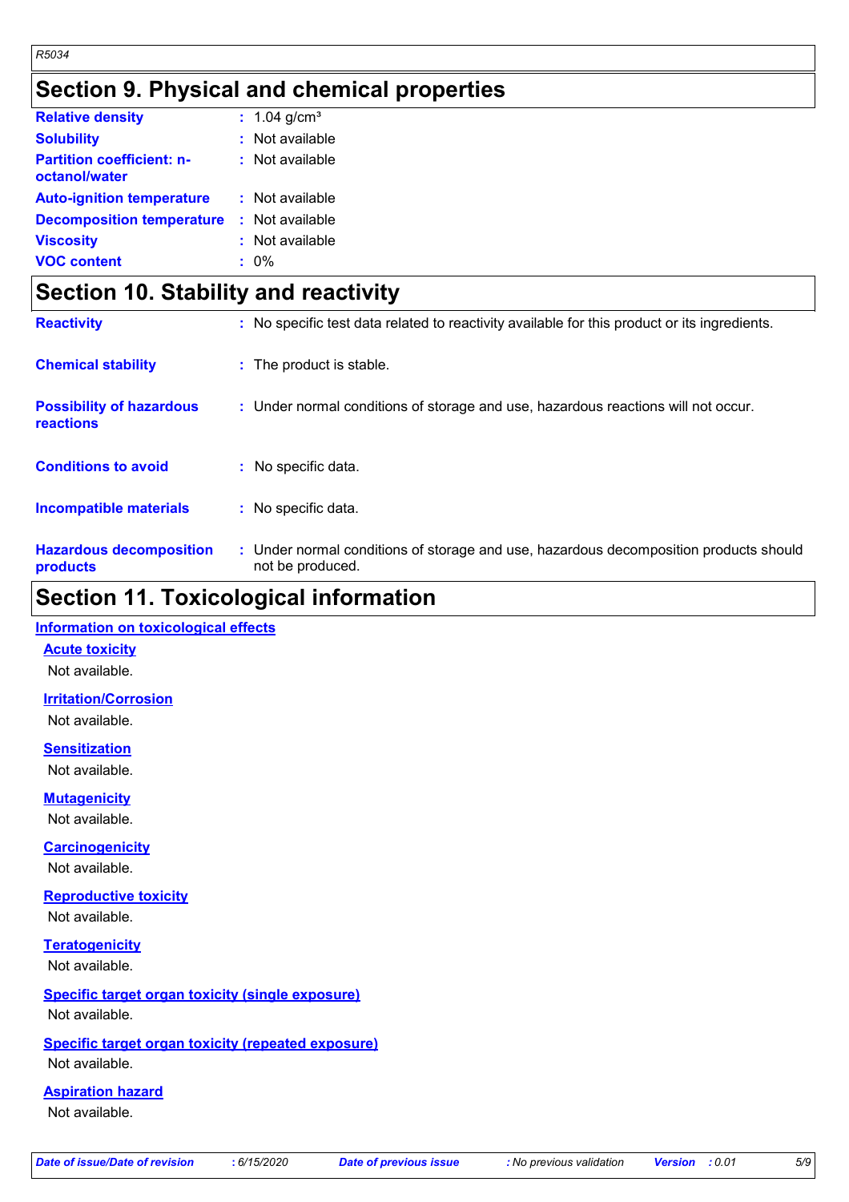## Section 9. Physical and chemical properties

| | |
|---|---|
| **Relative density** | : 1.04 g/cm³ |
| **Solubility** | : Not available |
| **Partition coefficient: n-octanol/water** | : Not available |
| **Auto-ignition temperature** | : Not available |
| **Decomposition temperature** | : Not available |
| **Viscosity** | : Not available |
| **VOC content** | : 0% |

## Section 10. Stability and reactivity

| | |
|---|---|
| **Reactivity** | : No specific test data related to reactivity available for this product or its ingredients. |
| **Chemical stability** | : The product is stable. |
| **Possibility of hazardous reactions** | : Under normal conditions of storage and use, hazardous reactions will not occur. |
| **Conditions to avoid** | : No specific data. |
| **Incompatible materials** | : No specific data. |
| **Hazardous decomposition products** | : Under normal conditions of storage and use, hazardous decomposition products should not be produced. |

## Section 11. Toxicological information

### Information on toxicological effects

#### Acute toxicity
Not available.

#### Irritation/Corrosion
Not available.

#### Sensitization
Not available.

#### Mutagenicity
Not available.

#### Carcinogenicity
Not available.

#### Reproductive toxicity
Not available.

#### Teratogenicity
Not available.

#### Specific target organ toxicity (single exposure)
Not available.

#### Specific target organ toxicity (repeated exposure)
Not available.

#### Aspiration hazard
Not available.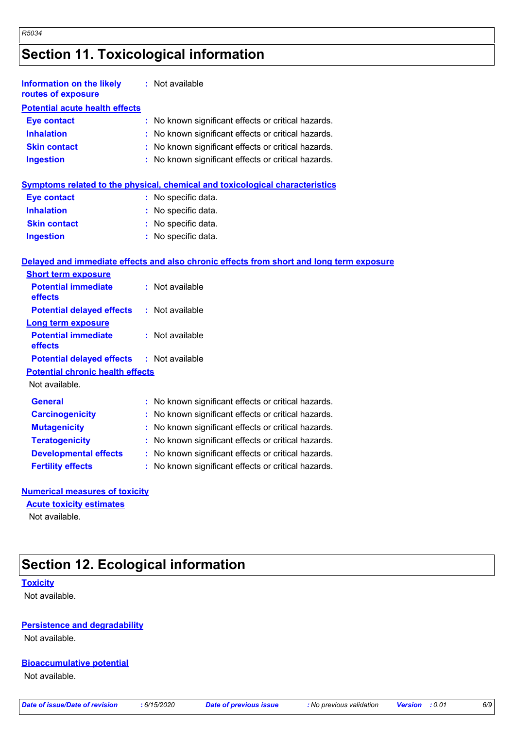## Section 11. Toxicological information

**Information on the likely routes of exposure** : Not available

### Potential acute health effects

| | |
|---|---|
| **Eye contact** | : No known significant effects or critical hazards. |
| **Inhalation** | : No known significant effects or critical hazards. |
| **Skin contact** | : No known significant effects or critical hazards. |
| **Ingestion** | : No known significant effects or critical hazards. |

### Symptoms related to the physical, chemical and toxicological characteristics

| | |
|---|---|
| **Eye contact** | : No specific data. |
| **Inhalation** | : No specific data. |
| **Skin contact** | : No specific data. |
| **Ingestion** | : No specific data. |

### Delayed and immediate effects and also chronic effects from short and long term exposure

**Short term exposure**

| | |
|---|---|
| **Potential immediate effects** | : Not available |
| **Potential delayed effects** | : Not available |

**Long term exposure**

| | |
|---|---|
| **Potential immediate effects** | : Not available |
| **Potential delayed effects** | : Not available |

**Potential chronic health effects**

Not available.

| | |
|---|---|
| **General** | : No known significant effects or critical hazards. |
| **Carcinogenicity** | : No known significant effects or critical hazards. |
| **Mutagenicity** | : No known significant effects or critical hazards. |
| **Teratogenicity** | : No known significant effects or critical hazards. |
| **Developmental effects** | : No known significant effects or critical hazards. |
| **Fertility effects** | : No known significant effects or critical hazards. |

### Numerical measures of toxicity

**Acute toxicity estimates**

Not available.

## Section 12. Ecological information

### Toxicity

Not available.

### Persistence and degradability

Not available.

### Bioaccumulative potential

Not available.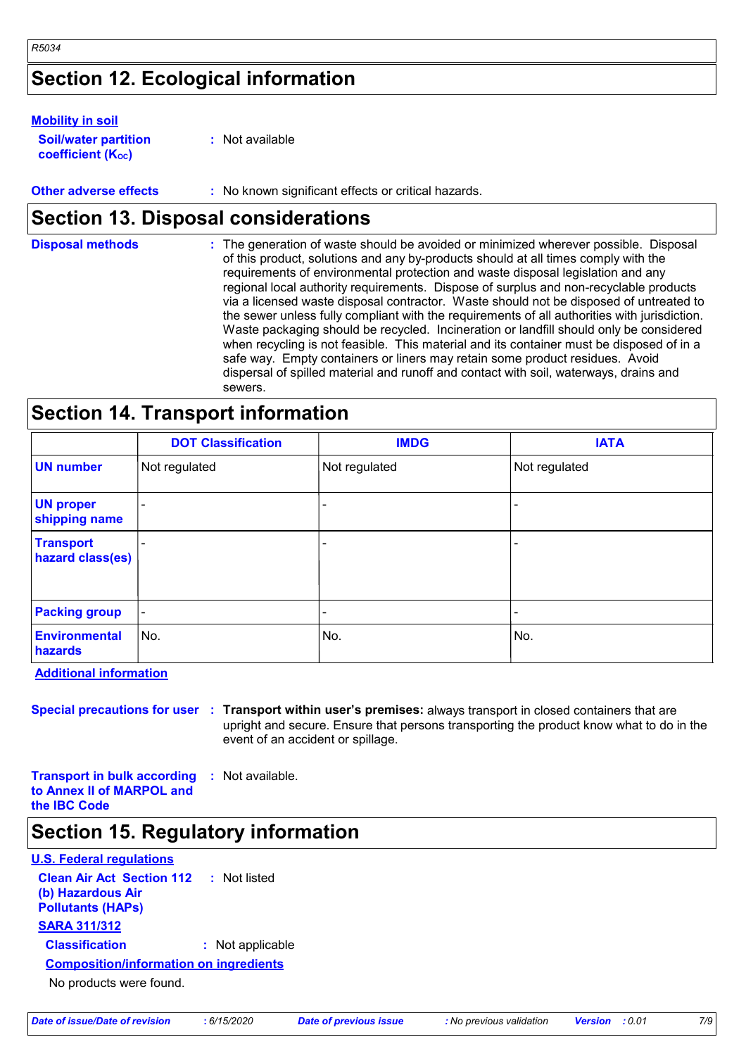## Section 12. Ecological information

**Mobility in soil**

**Soil/water partition coefficient ($K_{OC}$)** : Not available

**Other adverse effects** : No known significant effects or critical hazards.

## Section 13. Disposal considerations

**Disposal methods** : The generation of waste should be avoided or minimized wherever possible. Disposal of this product, solutions and any by-products should at all times comply with the requirements of environmental protection and waste disposal legislation and any regional local authority requirements. Dispose of surplus and non-recyclable products via a licensed waste disposal contractor. Waste should not be disposed of untreated to the sewer unless fully compliant with the requirements of all authorities with jurisdiction. Waste packaging should be recycled. Incineration or landfill should only be considered when recycling is not feasible. This material and its container must be disposed of in a safe way. Empty containers or liners may retain some product residues. Avoid dispersal of spilled material and runoff and contact with soil, waterways, drains and sewers.

## Section 14. Transport information

| | DOT Classification | IMDG | IATA |
|---|---|---|---|
| **UN number** | Not regulated | Not regulated | Not regulated |
| **UN proper shipping name** | - | - | - |
| **Transport hazard class(es)** | - | - | - |
| **Packing group** | - | - | - |
| **Environmental hazards** | No. | No. | No. |

**Additional information**

**Special precautions for user** : **Transport within user's premises:** always transport in closed containers that are upright and secure. Ensure that persons transporting the product know what to do in the event of an accident or spillage.

**Transport in bulk according to Annex II of MARPOL and the IBC Code** : Not available.

## Section 15. Regulatory information

**U.S. Federal regulations**

**Clean Air Act Section 112 (b) Hazardous Air Pollutants (HAPs)** : Not listed

**SARA 311/312**

**Classification** : Not applicable

**Composition/information on ingredients**

No products were found.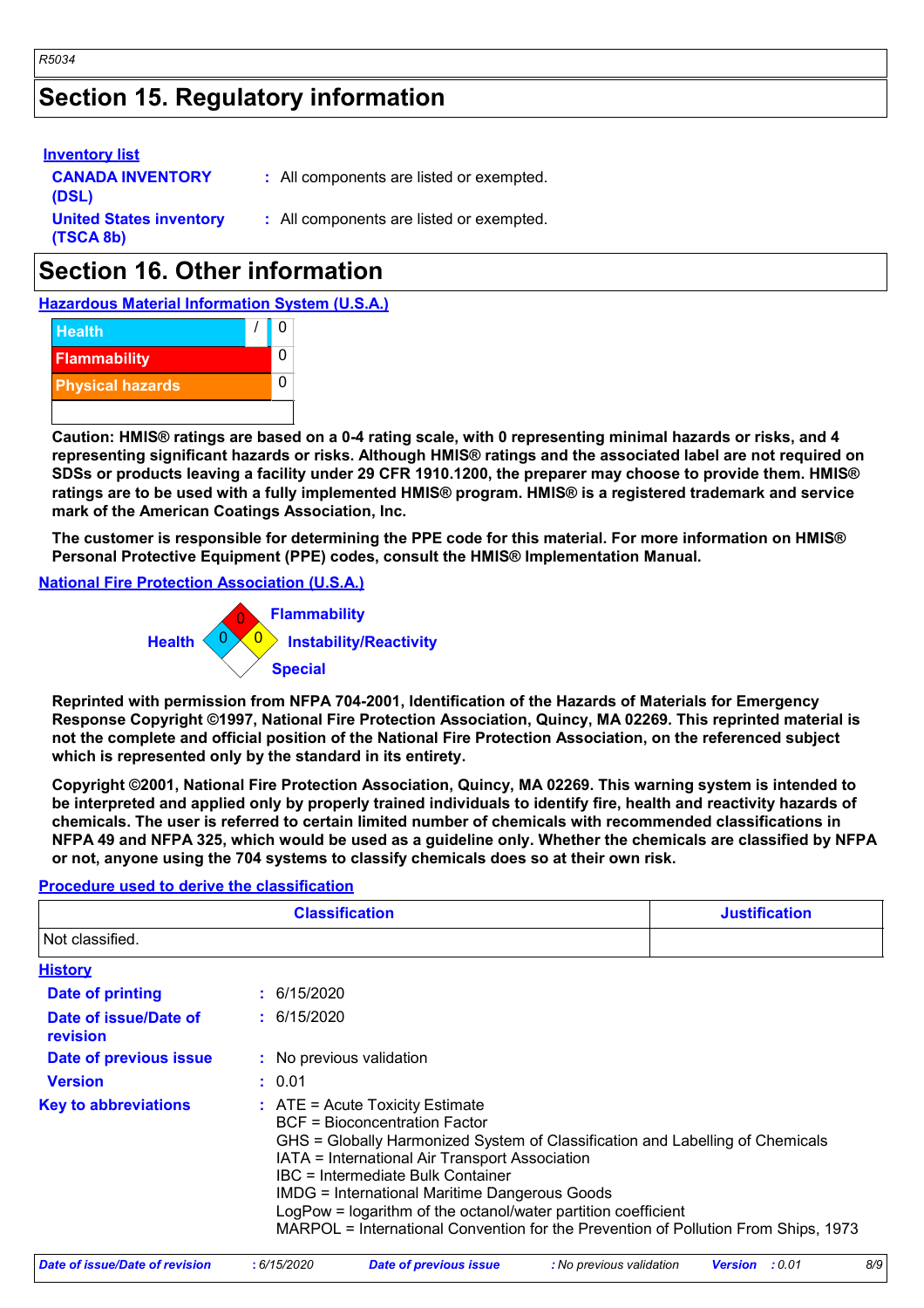## Section 15. Regulatory information

**Inventory list**

**CANADA INVENTORY (DSL)** : All components are listed or exempted.

**United States inventory (TSCA 8b)** : All components are listed or exempted.

## Section 16. Other information

**Hazardous Material Information System (U.S.A.)**

| | | |
|---|---|---|
| Health | / | 0 |
| Flammability | | 0 |
| Physical hazards | | 0 |
| | | |

**Caution: HMIS® ratings are based on a 0-4 rating scale, with 0 representing minimal hazards or risks, and 4 representing significant hazards or risks. Although HMIS® ratings and the associated label are not required on SDSs or products leaving a facility under 29 CFR 1910.1200, the preparer may choose to provide them. HMIS® ratings are to be used with a fully implemented HMIS® program. HMIS® is a registered trademark and service mark of the American Coatings Association, Inc.**

**The customer is responsible for determining the PPE code for this material. For more information on HMIS® Personal Protective Equipment (PPE) codes, consult the HMIS® Implementation Manual.**

**National Fire Protection Association (U.S.A.)**

Flammability: 0
Health: 0
Instability/Reactivity: 0
Special:

**Reprinted with permission from NFPA 704-2001, Identification of the Hazards of Materials for Emergency Response Copyright ©1997, National Fire Protection Association, Quincy, MA 02269. This reprinted material is not the complete and official position of the National Fire Protection Association, on the referenced subject which is represented only by the standard in its entirety.**

**Copyright ©2001, National Fire Protection Association, Quincy, MA 02269. This warning system is intended to be interpreted and applied only by properly trained individuals to identify fire, health and reactivity hazards of chemicals. The user is referred to certain limited number of chemicals with recommended classifications in NFPA 49 and NFPA 325, which would be used as a guideline only. Whether the chemicals are classified by NFPA or not, anyone using the 704 systems to classify chemicals does so at their own risk.**

**Procedure used to derive the classification**

| Classification | Justification |
|---|---|
| Not classified. | |

**History**

**Date of printing** : 6/15/2020

**Date of issue/Date of revision** : 6/15/2020

**Date of previous issue** : No previous validation

**Version** : 0.01

**Key to abbreviations** : ATE = Acute Toxicity Estimate
BCF = Bioconcentration Factor
GHS = Globally Harmonized System of Classification and Labelling of Chemicals
IATA = International Air Transport Association
IBC = Intermediate Bulk Container
IMDG = International Maritime Dangerous Goods
LogPow = logarithm of the octanol/water partition coefficient
MARPOL = International Convention for the Prevention of Pollution From Ships, 1973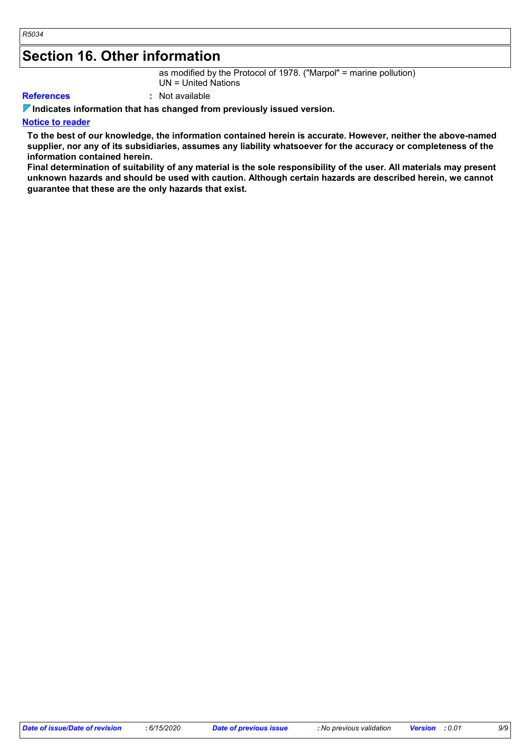## Section 16. Other information

as modified by the Protocol of 1978. ("Marpol" = marine pollution)
UN = United Nations

**References** : Not available

**Indicates information that has changed from previously issued version.**

**Notice to reader**

**To the best of our knowledge, the information contained herein is accurate. However, neither the above-named supplier, nor any of its subsidiaries, assumes any liability whatsoever for the accuracy or completeness of the information contained herein.**

**Final determination of suitability of any material is the sole responsibility of the user. All materials may present unknown hazards and should be used with caution. Although certain hazards are described herein, we cannot guarantee that these are the only hazards that exist.**